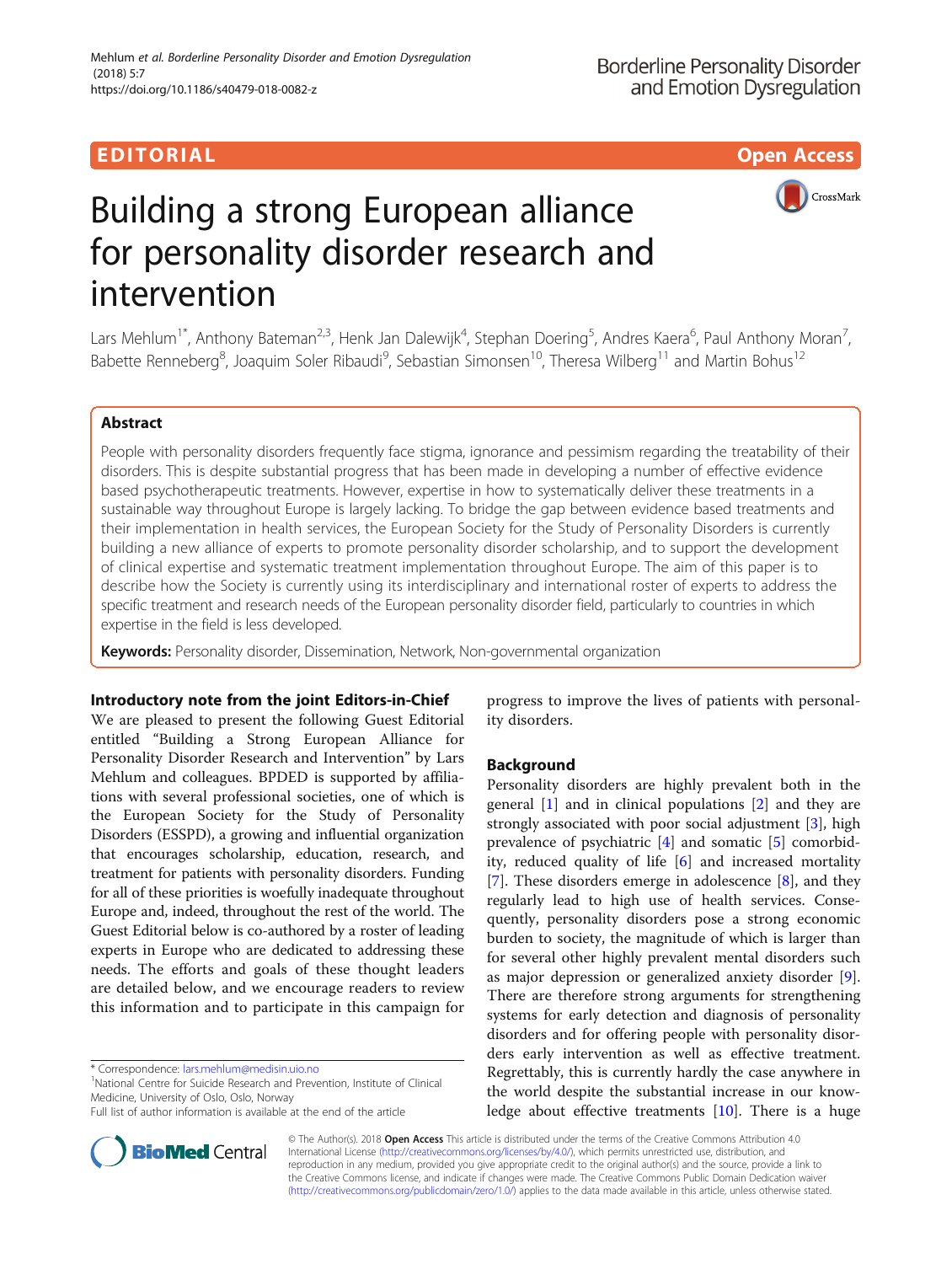EDITORIAL

Open Access

# Building a strong European alliance for personality disorder research and intervention

Lars Mehlum[1*], Anthony Bateman[2,3], Henk Jan Dalewijk[4], Stephan Doering[5], Andres Kaera[6], Paul Anthony Moran[7], Babette Renneberg[8], Joaquim Soler Ribaudi[9], Sebastian Simonsen[10], Theresa Wilberg[11] and Martin Bohus[12]

## Abstract

People with personality disorders frequently face stigma, ignorance and pessimism regarding the treatability of their disorders. This is despite substantial progress that has been made in developing a number of effective evidence based psychotherapeutic treatments. However, expertise in how to systematically deliver these treatments in a sustainable way throughout Europe is largely lacking. To bridge the gap between evidence based treatments and their implementation in health services, the European Society for the Study of Personality Disorders is currently building a new alliance of experts to promote personality disorder scholarship, and to support the development of clinical expertise and systematic treatment implementation throughout Europe. The aim of this paper is to describe how the Society is currently using its interdisciplinary and international roster of experts to address the specific treatment and research needs of the European personality disorder field, particularly to countries in which expertise in the field is less developed.

**Keywords:** Personality disorder, Dissemination, Network, Non-governmental organization

## Introductory note from the joint Editors-in-Chief

We are pleased to present the following Guest Editorial entitled "Building a Strong European Alliance for Personality Disorder Research and Intervention" by Lars Mehlum and colleagues. BPDED is supported by affiliations with several professional societies, one of which is the European Society for the Study of Personality Disorders (ESSPD), a growing and influential organization that encourages scholarship, education, research, and treatment for patients with personality disorders. Funding for all of these priorities is woefully inadequate throughout Europe and, indeed, throughout the rest of the world. The Guest Editorial below is co-authored by a roster of leading experts in Europe who are dedicated to addressing these needs. The efforts and goals of these thought leaders are detailed below, and we encourage readers to review this information and to participate in this campaign for progress to improve the lives of patients with personality disorders.

## Background

Personality disorders are highly prevalent both in the general [1] and in clinical populations [2] and they are strongly associated with poor social adjustment [3], high prevalence of psychiatric [4] and somatic [5] comorbidity, reduced quality of life [6] and increased mortality [7]. These disorders emerge in adolescence [8], and they regularly lead to high use of health services. Consequently, personality disorders pose a strong economic burden to society, the magnitude of which is larger than for several other highly prevalent mental disorders such as major depression or generalized anxiety disorder [9]. There are therefore strong arguments for strengthening systems for early detection and diagnosis of personality disorders and for offering people with personality disorders early intervention as well as effective treatment. Regrettably, this is currently hardly the case anywhere in the world despite the substantial increase in our knowledge about effective treatments [10]. There is a huge

* Correspondence: lars.mehlum@medisin.uio.no
[1]National Centre for Suicide Research and Prevention, Institute of Clinical Medicine, University of Oslo, Oslo, Norway
Full list of author information is available at the end of the article

© The Author(s). 2018 **Open Access** This article is distributed under the terms of the Creative Commons Attribution 4.0 International License (http://creativecommons.org/licenses/by/4.0/), which permits unrestricted use, distribution, and reproduction in any medium, provided you give appropriate credit to the original author(s) and the source, provide a link to the Creative Commons license, and indicate if changes were made. The Creative Commons Public Domain Dedication waiver (http://creativecommons.org/publicdomain/zero/1.0/) applies to the data made available in this article, unless otherwise stated.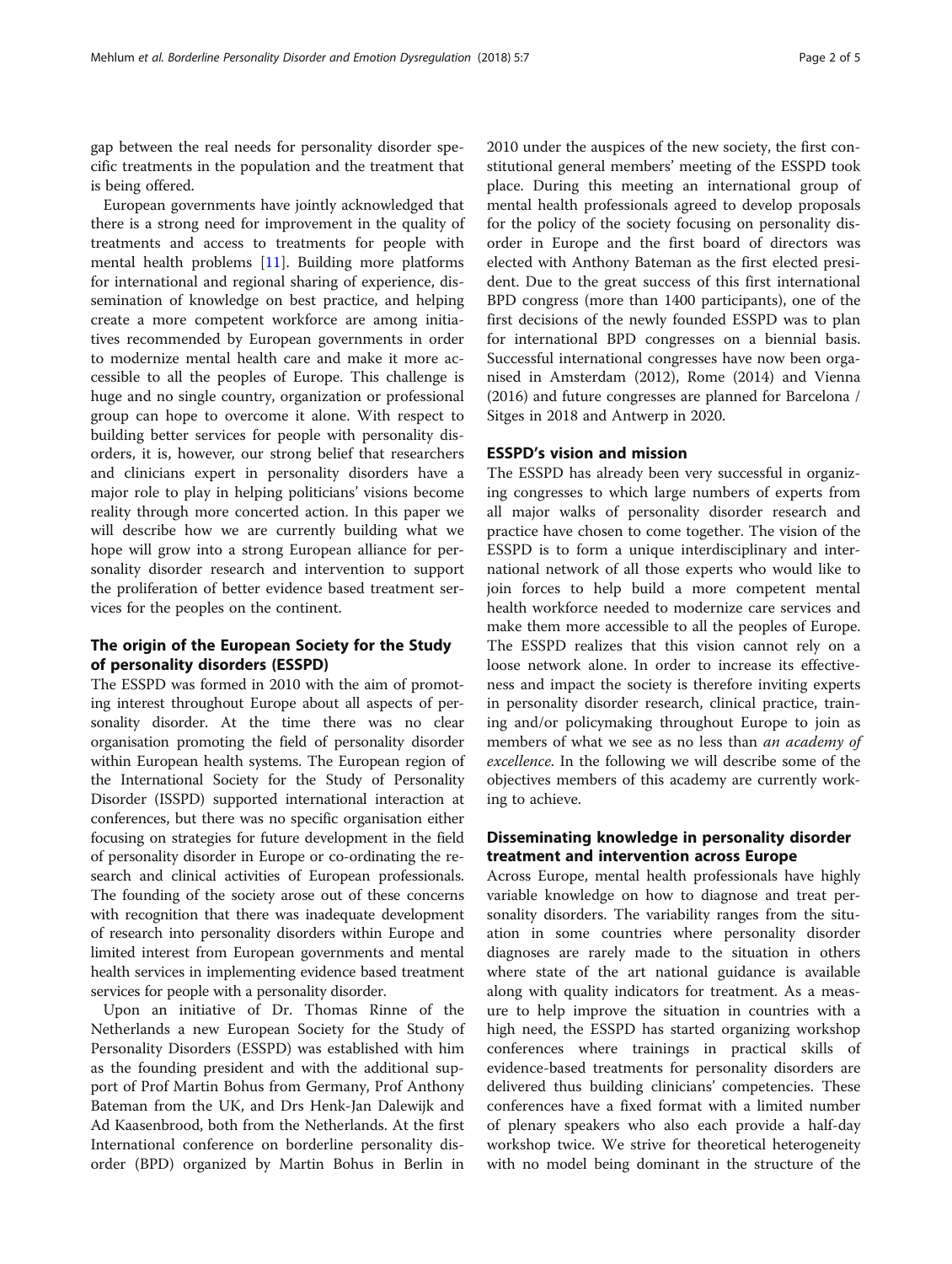gap between the real needs for personality disorder specific treatments in the population and the treatment that is being offered.

European governments have jointly acknowledged that there is a strong need for improvement in the quality of treatments and access to treatments for people with mental health problems [11]. Building more platforms for international and regional sharing of experience, dissemination of knowledge on best practice, and helping create a more competent workforce are among initiatives recommended by European governments in order to modernize mental health care and make it more accessible to all the peoples of Europe. This challenge is huge and no single country, organization or professional group can hope to overcome it alone. With respect to building better services for people with personality disorders, it is, however, our strong belief that researchers and clinicians expert in personality disorders have a major role to play in helping politicians' visions become reality through more concerted action. In this paper we will describe how we are currently building what we hope will grow into a strong European alliance for personality disorder research and intervention to support the proliferation of better evidence based treatment services for the peoples on the continent.

## The origin of the European Society for the Study of personality disorders (ESSPD)

The ESSPD was formed in 2010 with the aim of promoting interest throughout Europe about all aspects of personality disorder. At the time there was no clear organisation promoting the field of personality disorder within European health systems. The European region of the International Society for the Study of Personality Disorder (ISSPD) supported international interaction at conferences, but there was no specific organisation either focusing on strategies for future development in the field of personality disorder in Europe or co-ordinating the research and clinical activities of European professionals. The founding of the society arose out of these concerns with recognition that there was inadequate development of research into personality disorders within Europe and limited interest from European governments and mental health services in implementing evidence based treatment services for people with a personality disorder.

Upon an initiative of Dr. Thomas Rinne of the Netherlands a new European Society for the Study of Personality Disorders (ESSPD) was established with him as the founding president and with the additional support of Prof Martin Bohus from Germany, Prof Anthony Bateman from the UK, and Drs Henk-Jan Dalewijk and Ad Kaasenbrood, both from the Netherlands. At the first International conference on borderline personality disorder (BPD) organized by Martin Bohus in Berlin in 2010 under the auspices of the new society, the first constitutional general members' meeting of the ESSPD took place. During this meeting an international group of mental health professionals agreed to develop proposals for the policy of the society focusing on personality disorder in Europe and the first board of directors was elected with Anthony Bateman as the first elected president. Due to the great success of this first international BPD congress (more than 1400 participants), one of the first decisions of the newly founded ESSPD was to plan for international BPD congresses on a biennial basis. Successful international congresses have now been organised in Amsterdam (2012), Rome (2014) and Vienna (2016) and future congresses are planned for Barcelona / Sitges in 2018 and Antwerp in 2020.

## ESSPD's vision and mission

The ESSPD has already been very successful in organizing congresses to which large numbers of experts from all major walks of personality disorder research and practice have chosen to come together. The vision of the ESSPD is to form a unique interdisciplinary and international network of all those experts who would like to join forces to help build a more competent mental health workforce needed to modernize care services and make them more accessible to all the peoples of Europe. The ESSPD realizes that this vision cannot rely on a loose network alone. In order to increase its effectiveness and impact the society is therefore inviting experts in personality disorder research, clinical practice, training and/or policymaking throughout Europe to join as members of what we see as no less than *an academy of excellence*. In the following we will describe some of the objectives members of this academy are currently working to achieve.

## Disseminating knowledge in personality disorder treatment and intervention across Europe

Across Europe, mental health professionals have highly variable knowledge on how to diagnose and treat personality disorders. The variability ranges from the situation in some countries where personality disorder diagnoses are rarely made to the situation in others where state of the art national guidance is available along with quality indicators for treatment. As a measure to help improve the situation in countries with a high need, the ESSPD has started organizing workshop conferences where trainings in practical skills of evidence-based treatments for personality disorders are delivered thus building clinicians' competencies. These conferences have a fixed format with a limited number of plenary speakers who also each provide a half-day workshop twice. We strive for theoretical heterogeneity with no model being dominant in the structure of the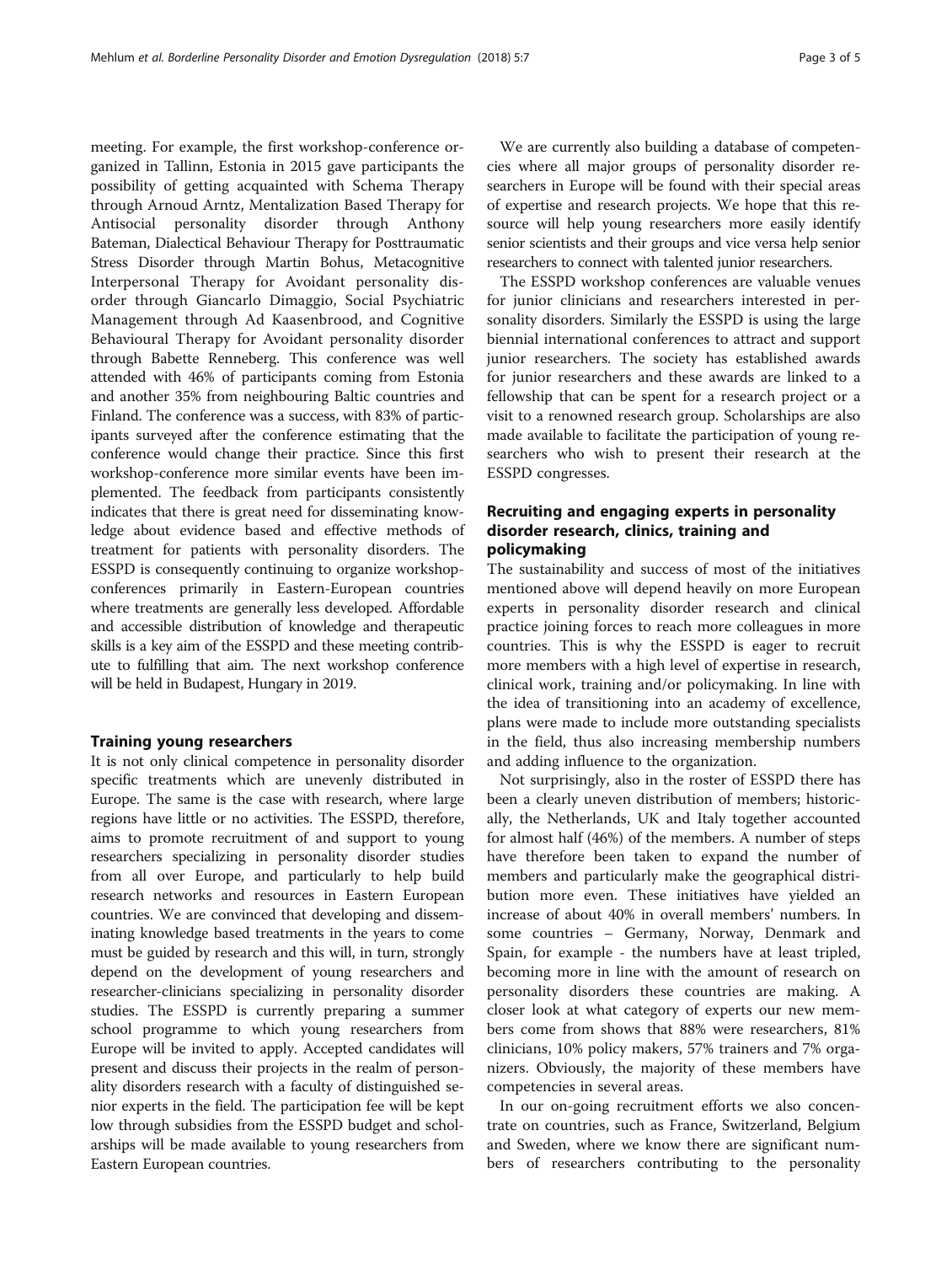meeting. For example, the first workshop-conference organized in Tallinn, Estonia in 2015 gave participants the possibility of getting acquainted with Schema Therapy through Arnoud Arntz, Mentalization Based Therapy for Antisocial personality disorder through Anthony Bateman, Dialectical Behaviour Therapy for Posttraumatic Stress Disorder through Martin Bohus, Metacognitive Interpersonal Therapy for Avoidant personality disorder through Giancarlo Dimaggio, Social Psychiatric Management through Ad Kaasenbrood, and Cognitive Behavioural Therapy for Avoidant personality disorder through Babette Renneberg. This conference was well attended with 46% of participants coming from Estonia and another 35% from neighbouring Baltic countries and Finland. The conference was a success, with 83% of participants surveyed after the conference estimating that the conference would change their practice. Since this first workshop-conference more similar events have been implemented. The feedback from participants consistently indicates that there is great need for disseminating knowledge about evidence based and effective methods of treatment for patients with personality disorders. The ESSPD is consequently continuing to organize workshop-conferences primarily in Eastern-European countries where treatments are generally less developed. Affordable and accessible distribution of knowledge and therapeutic skills is a key aim of the ESSPD and these meeting contribute to fulfilling that aim. The next workshop conference will be held in Budapest, Hungary in 2019.

## Training young researchers

It is not only clinical competence in personality disorder specific treatments which are unevenly distributed in Europe. The same is the case with research, where large regions have little or no activities. The ESSPD, therefore, aims to promote recruitment of and support to young researchers specializing in personality disorder studies from all over Europe, and particularly to help build research networks and resources in Eastern European countries. We are convinced that developing and disseminating knowledge based treatments in the years to come must be guided by research and this will, in turn, strongly depend on the development of young researchers and researcher-clinicians specializing in personality disorder studies. The ESSPD is currently preparing a summer school programme to which young researchers from Europe will be invited to apply. Accepted candidates will present and discuss their projects in the realm of personality disorders research with a faculty of distinguished senior experts in the field. The participation fee will be kept low through subsidies from the ESSPD budget and scholarships will be made available to young researchers from Eastern European countries.

We are currently also building a database of competencies where all major groups of personality disorder researchers in Europe will be found with their special areas of expertise and research projects. We hope that this resource will help young researchers more easily identify senior scientists and their groups and vice versa help senior researchers to connect with talented junior researchers.

The ESSPD workshop conferences are valuable venues for junior clinicians and researchers interested in personality disorders. Similarly the ESSPD is using the large biennial international conferences to attract and support junior researchers. The society has established awards for junior researchers and these awards are linked to a fellowship that can be spent for a research project or a visit to a renowned research group. Scholarships are also made available to facilitate the participation of young researchers who wish to present their research at the ESSPD congresses.

## Recruiting and engaging experts in personality disorder research, clinics, training and policymaking

The sustainability and success of most of the initiatives mentioned above will depend heavily on more European experts in personality disorder research and clinical practice joining forces to reach more colleagues in more countries. This is why the ESSPD is eager to recruit more members with a high level of expertise in research, clinical work, training and/or policymaking. In line with the idea of transitioning into an academy of excellence, plans were made to include more outstanding specialists in the field, thus also increasing membership numbers and adding influence to the organization.

Not surprisingly, also in the roster of ESSPD there has been a clearly uneven distribution of members; historically, the Netherlands, UK and Italy together accounted for almost half (46%) of the members. A number of steps have therefore been taken to expand the number of members and particularly make the geographical distribution more even. These initiatives have yielded an increase of about 40% in overall members' numbers. In some countries – Germany, Norway, Denmark and Spain, for example - the numbers have at least tripled, becoming more in line with the amount of research on personality disorders these countries are making. A closer look at what category of experts our new members come from shows that 88% were researchers, 81% clinicians, 10% policy makers, 57% trainers and 7% organizers. Obviously, the majority of these members have competencies in several areas.

In our on-going recruitment efforts we also concentrate on countries, such as France, Switzerland, Belgium and Sweden, where we know there are significant numbers of researchers contributing to the personality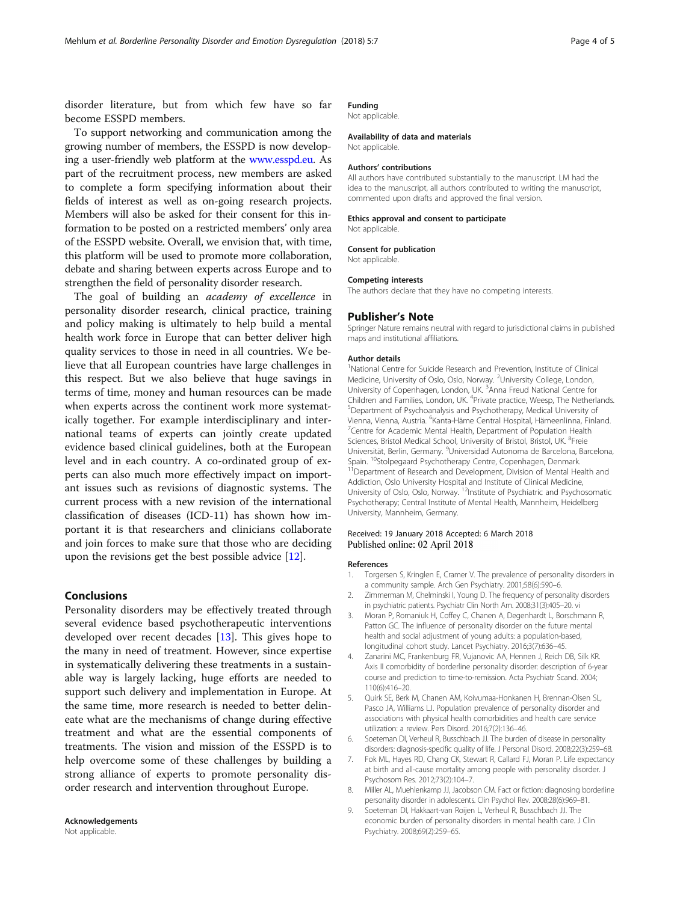disorder literature, but from which few have so far become ESSPD members.

To support networking and communication among the growing number of members, the ESSPD is now developing a user-friendly web platform at the www.esspd.eu. As part of the recruitment process, new members are asked to complete a form specifying information about their fields of interest as well as on-going research projects. Members will also be asked for their consent for this information to be posted on a restricted members' only area of the ESSPD website. Overall, we envision that, with time, this platform will be used to promote more collaboration, debate and sharing between experts across Europe and to strengthen the field of personality disorder research.

The goal of building an *academy of excellence* in personality disorder research, clinical practice, training and policy making is ultimately to help build a mental health work force in Europe that can better deliver high quality services to those in need in all countries. We believe that all European countries have large challenges in this respect. But we also believe that huge savings in terms of time, money and human resources can be made when experts across the continent work more systematically together. For example interdisciplinary and international teams of experts can jointly create updated evidence based clinical guidelines, both at the European level and in each country. A co-ordinated group of experts can also much more effectively impact on important issues such as revisions of diagnostic systems. The current process with a new revision of the international classification of diseases (ICD-11) has shown how important it is that researchers and clinicians collaborate and join forces to make sure that those who are deciding upon the revisions get the best possible advice [12].

## Conclusions

Personality disorders may be effectively treated through several evidence based psychotherapeutic interventions developed over recent decades [13]. This gives hope to the many in need of treatment. However, since expertise in systematically delivering these treatments in a sustainable way is largely lacking, huge efforts are needed to support such delivery and implementation in Europe. At the same time, more research is needed to better delineate what are the mechanisms of change during effective treatment and what are the essential components of treatments. The vision and mission of the ESSPD is to help overcome some of these challenges by building a strong alliance of experts to promote personality disorder research and intervention throughout Europe.

**Acknowledgements**
Not applicable.

**Funding**
Not applicable.

**Availability of data and materials**
Not applicable.

**Authors' contributions**
All authors have contributed substantially to the manuscript. LM had the idea to the manuscript, all authors contributed to writing the manuscript, commented upon drafts and approved the final version.

**Ethics approval and consent to participate**
Not applicable.

**Consent for publication**
Not applicable.

**Competing interests**
The authors declare that they have no competing interests.

## Publisher's Note

Springer Nature remains neutral with regard to jurisdictional claims in published maps and institutional affiliations.

**Author details**
[1]National Centre for Suicide Research and Prevention, Institute of Clinical Medicine, University of Oslo, Oslo, Norway. [2]University College, London, University of Copenhagen, London, UK. [3]Anna Freud National Centre for Children and Families, London, UK. [4]Private practice, Weesp, The Netherlands. [5]Department of Psychoanalysis and Psychotherapy, Medical University of Vienna, Vienna, Austria. [6]Kanta-Häme Central Hospital, Hämeenlinna, Finland. [7]Centre for Academic Mental Health, Department of Population Health Sciences, Bristol Medical School, University of Bristol, Bristol, UK. [8]Freie Universität, Berlin, Germany. [9]Universidad Autonoma de Barcelona, Barcelona, Spain. [10]Stolpegaard Psychotherapy Centre, Copenhagen, Denmark. [11]Department of Research and Development, Division of Mental Health and Addiction, Oslo University Hospital and Institute of Clinical Medicine, University of Oslo, Oslo, Norway. [12]Institute of Psychiatric and Psychosomatic Psychotherapy; Central Institute of Mental Health, Mannheim, Heidelberg University, Mannheim, Germany.

Received: 19 January 2018 Accepted: 6 March 2018
Published online: 02 April 2018

## References

1. Torgersen S, Kringlen E, Cramer V. The prevalence of personality disorders in a community sample. Arch Gen Psychiatry. 2001;58(6):590–6.
2. Zimmerman M, Chelminski I, Young D. The frequency of personality disorders in psychiatric patients. Psychiatr Clin North Am. 2008;31(3):405–20. vi
3. Moran P, Romaniuk H, Coffey C, Chanen A, Degenhardt L, Borschmann R, Patton GC. The influence of personality disorder on the future mental health and social adjustment of young adults: a population-based, longitudinal cohort study. Lancet Psychiatry. 2016;3(7):636–45.
4. Zanarini MC, Frankenburg FR, Vujanovic AA, Hennen J, Reich DB, Silk KR. Axis II comorbidity of borderline personality disorder: description of 6-year course and prediction to time-to-remission. Acta Psychiatr Scand. 2004; 110(6):416–20.
5. Quirk SE, Berk M, Chanen AM, Koivumaa-Honkanen H, Brennan-Olsen SL, Pasco JA, Williams LJ. Population prevalence of personality disorder and associations with physical health comorbidities and health care service utilization: a review. Pers Disord. 2016;7(2):136–46.
6. Soeteman DI, Verheul R, Busschbach JJ. The burden of disease in personality disorders: diagnosis-specific quality of life. J Personal Disord. 2008;22(3):259–68.
7. Fok ML, Hayes RD, Chang CK, Stewart R, Callard FJ, Moran P. Life expectancy at birth and all-cause mortality among people with personality disorder. J Psychosom Res. 2012;73(2):104–7.
8. Miller AL, Muehlenkamp JJ, Jacobson CM. Fact or fiction: diagnosing borderline personality disorder in adolescents. Clin Psychol Rev. 2008;28(6):969–81.
9. Soeteman DI, Hakkaart-van Roijen L, Verheul R, Busschbach JJ. The economic burden of personality disorders in mental health care. J Clin Psychiatry. 2008;69(2):259–65.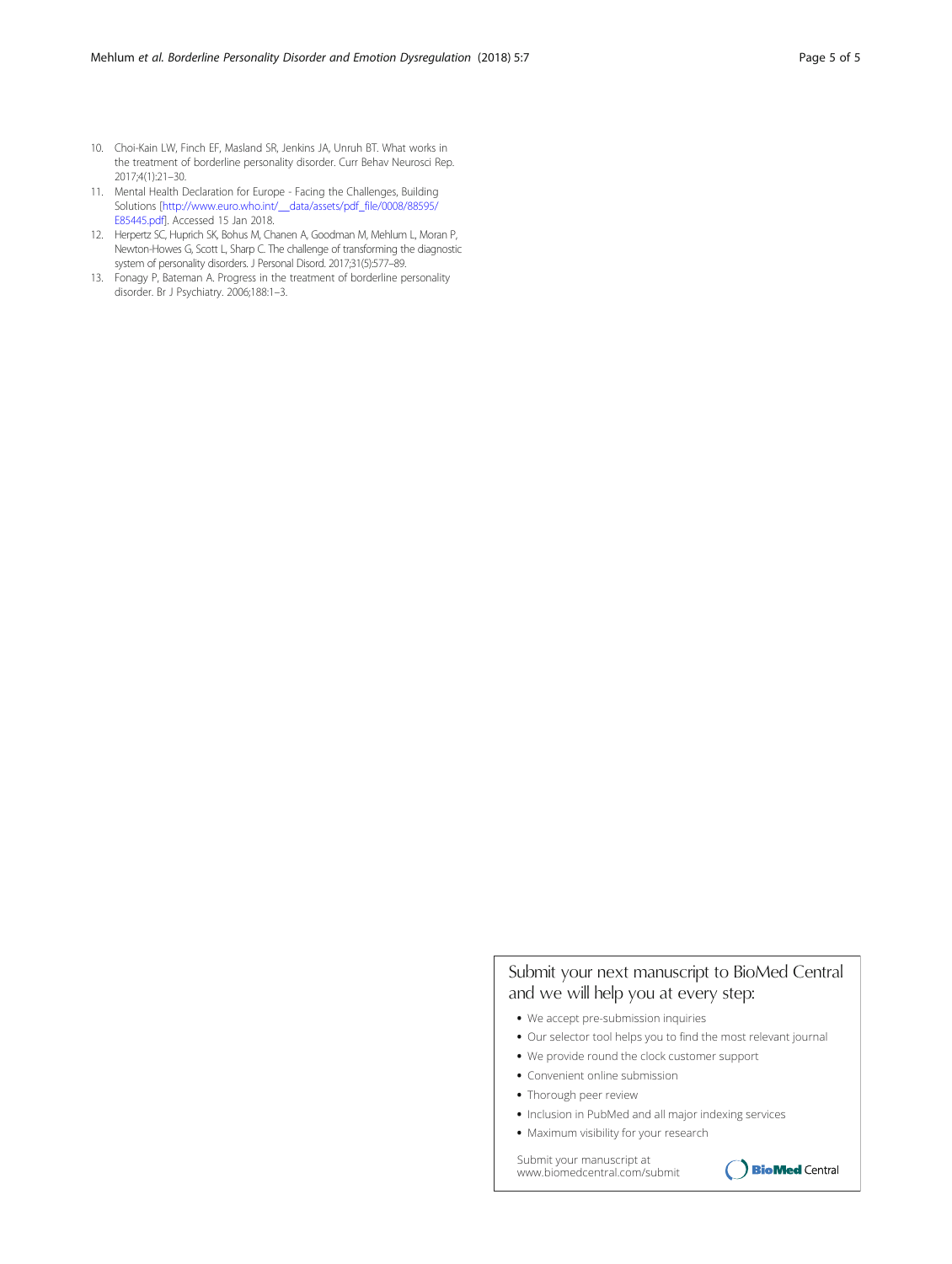10. Choi-Kain LW, Finch EF, Masland SR, Jenkins JA, Unruh BT. What works in the treatment of borderline personality disorder. Curr Behav Neurosci Rep. 2017;4(1):21–30.
11. Mental Health Declaration for Europe - Facing the Challenges, Building Solutions [http://www.euro.who.int/__data/assets/pdf_file/0008/88595/E85445.pdf]. Accessed 15 Jan 2018.
12. Herpertz SC, Huprich SK, Bohus M, Chanen A, Goodman M, Mehlum L, Moran P, Newton-Howes G, Scott L, Sharp C. The challenge of transforming the diagnostic system of personality disorders. J Personal Disord. 2017;31(5):577–89.
13. Fonagy P, Bateman A. Progress in the treatment of borderline personality disorder. Br J Psychiatry. 2006;188:1–3.

Submit your next manuscript to BioMed Central and we will help you at every step:

- We accept pre-submission inquiries
- Our selector tool helps you to find the most relevant journal
- We provide round the clock customer support
- Convenient online submission
- Thorough peer review
- Inclusion in PubMed and all major indexing services
- Maximum visibility for your research

Submit your manuscript at
www.biomedcentral.com/submit

BioMed Central